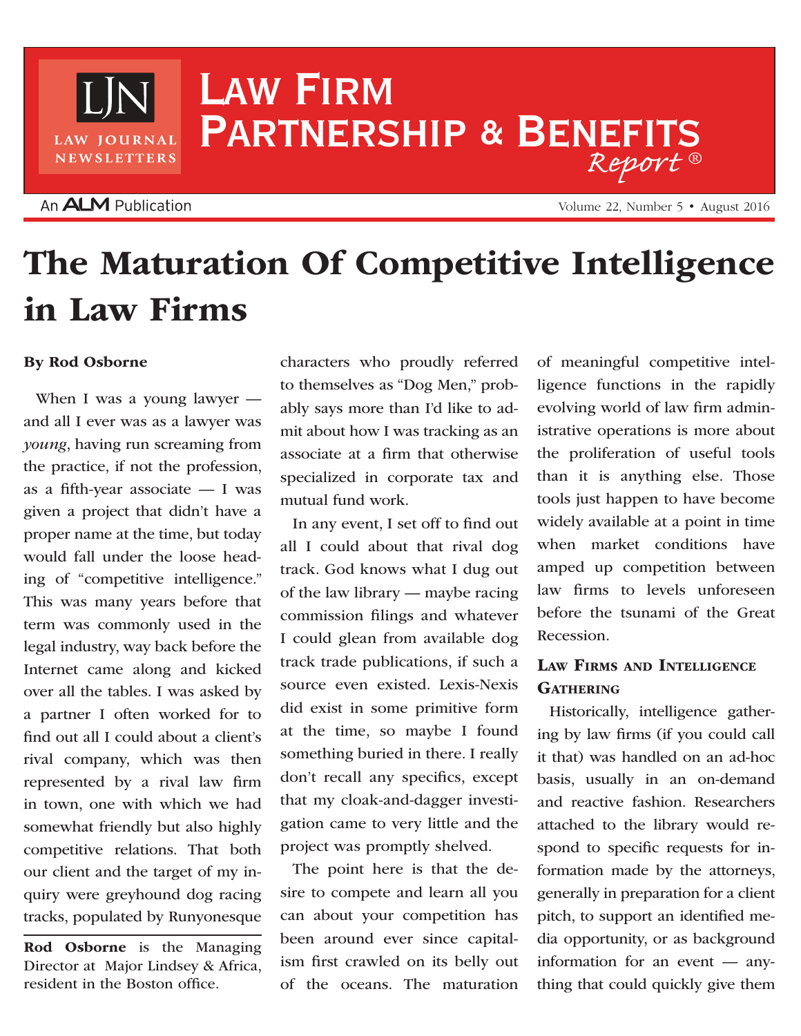# Law Firm Partnership & Benefits Report®

# The Maturation Of Competitive Intelligence in Law Firms

**By Rod Osborne**

When I was a young lawyer — and all I ever was as a lawyer was *young*, having run screaming from the practice, if not the profession, as a fifth-year associate — I was given a project that didn't have a proper name at the time, but today would fall under the loose heading of "competitive intelligence." This was many years before that term was commonly used in the legal industry, way back before the Internet came along and kicked over all the tables. I was asked by a partner I often worked for to find out all I could about a client's rival company, which was then represented by a rival law firm in town, one with which we had somewhat friendly but also highly competitive relations. That both our client and the target of my inquiry were greyhound dog racing tracks, populated by Runyonesque characters who proudly referred to themselves as "Dog Men," probably says more than I'd like to admit about how I was tracking as an associate at a firm that otherwise specialized in corporate tax and mutual fund work.

In any event, I set off to find out all I could about that rival dog track. God knows what I dug out of the law library — maybe racing commission filings and whatever I could glean from available dog track trade publications, if such a source even existed. Lexis-Nexis did exist in some primitive form at the time, so maybe I found something buried in there. I really don't recall any specifics, except that my cloak-and-dagger investigation came to very little and the project was promptly shelved.

The point here is that the desire to compete and learn all you can about your competition has been around ever since capitalism first crawled on its belly out of the oceans. The maturation of meaningful competitive intelligence functions in the rapidly evolving world of law firm administrative operations is more about the proliferation of useful tools than it is anything else. Those tools just happen to have become widely available at a point in time when market conditions have amped up competition between law firms to levels unforeseen before the tsunami of the Great Recession.

## Law Firms and Intelligence Gathering

Historically, intelligence gathering by law firms (if you could call it that) was handled on an ad-hoc basis, usually in an on-demand and reactive fashion. Researchers attached to the library would respond to specific requests for information made by the attorneys, generally in preparation for a client pitch, to support an identified media opportunity, or as background information for an event — anything that could quickly give them

**Rod Osborne** is the Managing Director at Major Lindsey & Africa, resident in the Boston office.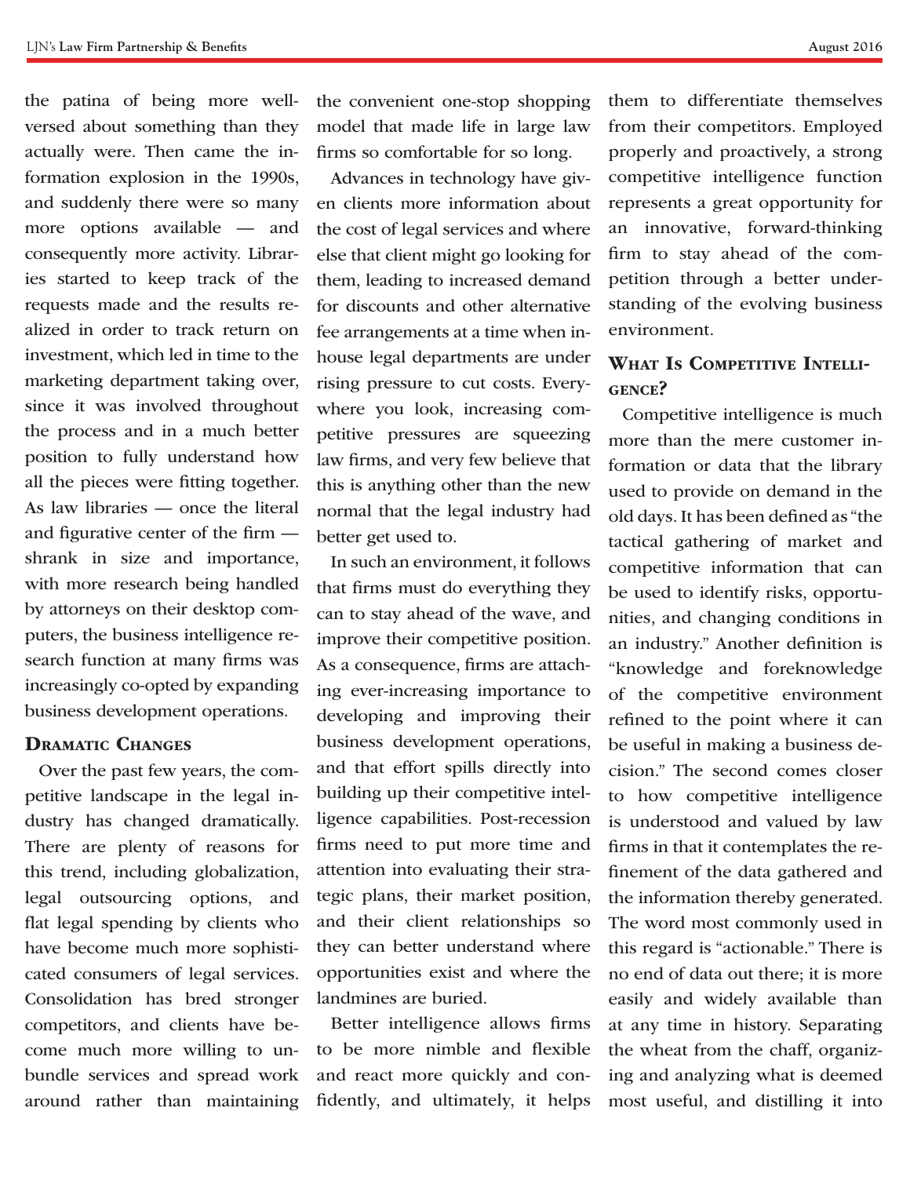the patina of being more well-versed about something than they actually were. Then came the information explosion in the 1990s, and suddenly there were so many more options available — and consequently more activity. Libraries started to keep track of the requests made and the results realized in order to track return on investment, which led in time to the marketing department taking over, since it was involved throughout the process and in a much better position to fully understand how all the pieces were fitting together. As law libraries — once the literal and figurative center of the firm — shrank in size and importance, with more research being handled by attorneys on their desktop computers, the business intelligence research function at many firms was increasingly co-opted by expanding business development operations.

## Dramatic Changes

Over the past few years, the competitive landscape in the legal industry has changed dramatically. There are plenty of reasons for this trend, including globalization, legal outsourcing options, and flat legal spending by clients who have become much more sophisticated consumers of legal services. Consolidation has bred stronger competitors, and clients have become much more willing to unbundle services and spread work around rather than maintaining the convenient one-stop shopping model that made life in large law firms so comfortable for so long.

Advances in technology have given clients more information about the cost of legal services and where else that client might go looking for them, leading to increased demand for discounts and other alternative fee arrangements at a time when in-house legal departments are under rising pressure to cut costs. Everywhere you look, increasing competitive pressures are squeezing law firms, and very few believe that this is anything other than the new normal that the legal industry had better get used to.

In such an environment, it follows that firms must do everything they can to stay ahead of the wave, and improve their competitive position. As a consequence, firms are attaching ever-increasing importance to developing and improving their business development operations, and that effort spills directly into building up their competitive intelligence capabilities. Post-recession firms need to put more time and attention into evaluating their strategic plans, their market position, and their client relationships so they can better understand where opportunities exist and where the landmines are buried.

Better intelligence allows firms to be more nimble and flexible and react more quickly and confidently, and ultimately, it helps them to differentiate themselves from their competitors. Employed properly and proactively, a strong competitive intelligence function represents a great opportunity for an innovative, forward-thinking firm to stay ahead of the competition through a better understanding of the evolving business environment.

## What Is Competitive Intelligence?

Competitive intelligence is much more than the mere customer information or data that the library used to provide on demand in the old days. It has been defined as "the tactical gathering of market and competitive information that can be used to identify risks, opportunities, and changing conditions in an industry." Another definition is "knowledge and foreknowledge of the competitive environment refined to the point where it can be useful in making a business decision." The second comes closer to how competitive intelligence is understood and valued by law firms in that it contemplates the refinement of the data gathered and the information thereby generated. The word most commonly used in this regard is "actionable." There is no end of data out there; it is more easily and widely available than at any time in history. Separating the wheat from the chaff, organizing and analyzing what is deemed most useful, and distilling it into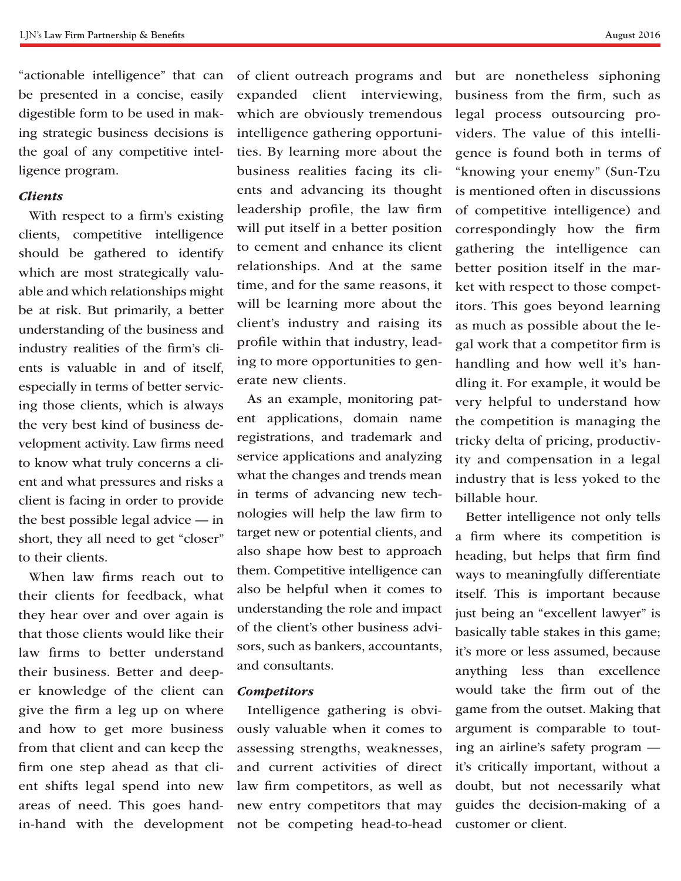"actionable intelligence" that can be presented in a concise, easily digestible form to be used in making strategic business decisions is the goal of any competitive intelligence program.

***Clients***

With respect to a firm's existing clients, competitive intelligence should be gathered to identify which are most strategically valuable and which relationships might be at risk. But primarily, a better understanding of the business and industry realities of the firm's clients is valuable in and of itself, especially in terms of better servicing those clients, which is always the very best kind of business development activity. Law firms need to know what truly concerns a client and what pressures and risks a client is facing in order to provide the best possible legal advice — in short, they all need to get "closer" to their clients.

When law firms reach out to their clients for feedback, what they hear over and over again is that those clients would like their law firms to better understand their business. Better and deeper knowledge of the client can give the firm a leg up on where and how to get more business from that client and can keep the firm one step ahead as that client shifts legal spend into new areas of need. This goes hand-in-hand with the development of client outreach programs and expanded client interviewing, which are obviously tremendous intelligence gathering opportunities. By learning more about the business realities facing its clients and advancing its thought leadership profile, the law firm will put itself in a better position to cement and enhance its client relationships. And at the same time, and for the same reasons, it will be learning more about the client's industry and raising its profile within that industry, leading to more opportunities to generate new clients.

As an example, monitoring patent applications, domain name registrations, and trademark and service applications and analyzing what the changes and trends mean in terms of advancing new technologies will help the law firm to target new or potential clients, and also shape how best to approach them. Competitive intelligence can also be helpful when it comes to understanding the role and impact of the client's other business advisors, such as bankers, accountants, and consultants.

***Competitors***

Intelligence gathering is obviously valuable when it comes to assessing strengths, weaknesses, and current activities of direct law firm competitors, as well as new entry competitors that may not be competing head-to-head but are nonetheless siphoning business from the firm, such as legal process outsourcing providers. The value of this intelligence is found both in terms of "knowing your enemy" (Sun-Tzu is mentioned often in discussions of competitive intelligence) and correspondingly how the firm gathering the intelligence can better position itself in the market with respect to those competitors. This goes beyond learning as much as possible about the legal work that a competitor firm is handling and how well it's handling it. For example, it would be very helpful to understand how the competition is managing the tricky delta of pricing, productivity and compensation in a legal industry that is less yoked to the billable hour.

Better intelligence not only tells a firm where its competition is heading, but helps that firm find ways to meaningfully differentiate itself. This is important because just being an "excellent lawyer" is basically table stakes in this game; it's more or less assumed, because anything less than excellence would take the firm out of the game from the outset. Making that argument is comparable to touting an airline's safety program — it's critically important, without a doubt, but not necessarily what guides the decision-making of a customer or client.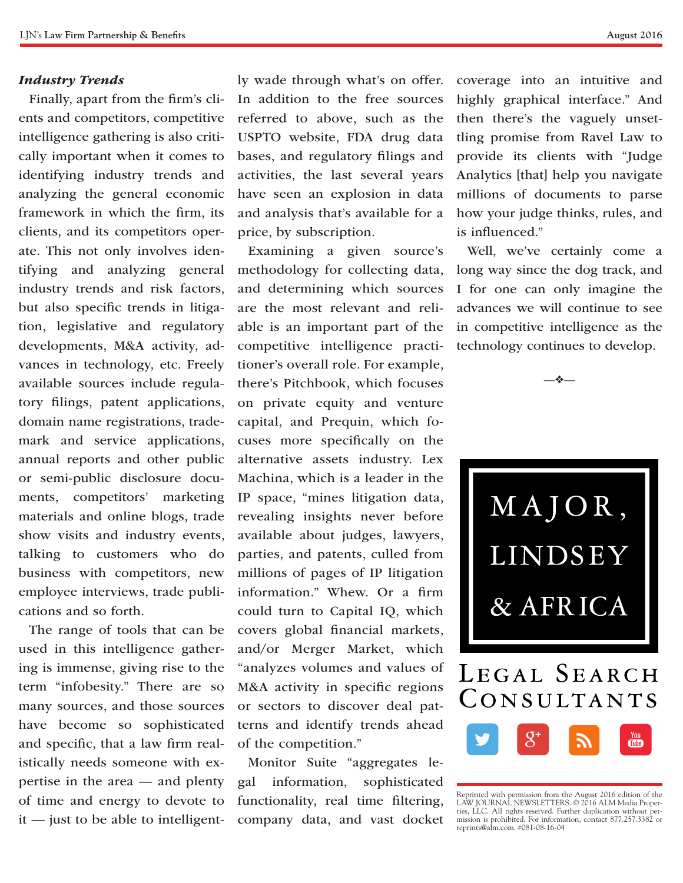### *Industry Trends*

Finally, apart from the firm's clients and competitors, competitive intelligence gathering is also critically important when it comes to identifying industry trends and analyzing the general economic framework in which the firm, its clients, and its competitors operate. This not only involves identifying and analyzing general industry trends and risk factors, but also specific trends in litigation, legislative and regulatory developments, M&A activity, advances in technology, etc. Freely available sources include regulatory filings, patent applications, domain name registrations, trademark and service applications, annual reports and other public or semi-public disclosure documents, competitors' marketing materials and online blogs, trade show visits and industry events, talking to customers who do business with competitors, new employee interviews, trade publications and so forth.

The range of tools that can be used in this intelligence gathering is immense, giving rise to the term "infobesity." There are so many sources, and those sources have become so sophisticated and specific, that a law firm realistically needs someone with expertise in the area — and plenty of time and energy to devote to it — just to be able to intelligently wade through what's on offer. In addition to the free sources referred to above, such as the USPTO website, FDA drug data bases, and regulatory filings and activities, the last several years have seen an explosion in data and analysis that's available for a price, by subscription.

Examining a given source's methodology for collecting data, and determining which sources are the most relevant and reliable is an important part of the competitive intelligence practitioner's overall role. For example, there's Pitchbook, which focuses on private equity and venture capital, and Prequin, which focuses more specifically on the alternative assets industry. Lex Machina, which is a leader in the IP space, "mines litigation data, revealing insights never before available about judges, lawyers, parties, and patents, culled from millions of pages of IP litigation information." Whew. Or a firm could turn to Capital IQ, which covers global financial markets, and/or Merger Market, which "analyzes volumes and values of M&A activity in specific regions or sectors to discover deal patterns and identify trends ahead of the competition."

Monitor Suite "aggregates legal information, sophisticated functionality, real time filtering, company data, and vast docket coverage into an intuitive and highly graphical interface." And then there's the vaguely unsettling promise from Ravel Law to provide its clients with "Judge Analytics [that] help you navigate millions of documents to parse how your judge thinks, rules, and is influenced."

Well, we've certainly come a long way since the dog track, and I for one can only imagine the advances we will continue to see in competitive intelligence as the technology continues to develop.

—❖—

MAJOR, LINDSEY & AFRICA

LEGAL SEARCH CONSULTANTS

Reprinted with permission from the August 2016 edition of the LAW JOURNAL NEWSLETTERS. © 2016 ALM Media Properties, LLC. All rights reserved. Further duplication without permission is prohibited. For information, contact 877.257.3382 or reprints@alm.com. #081-08-16-04